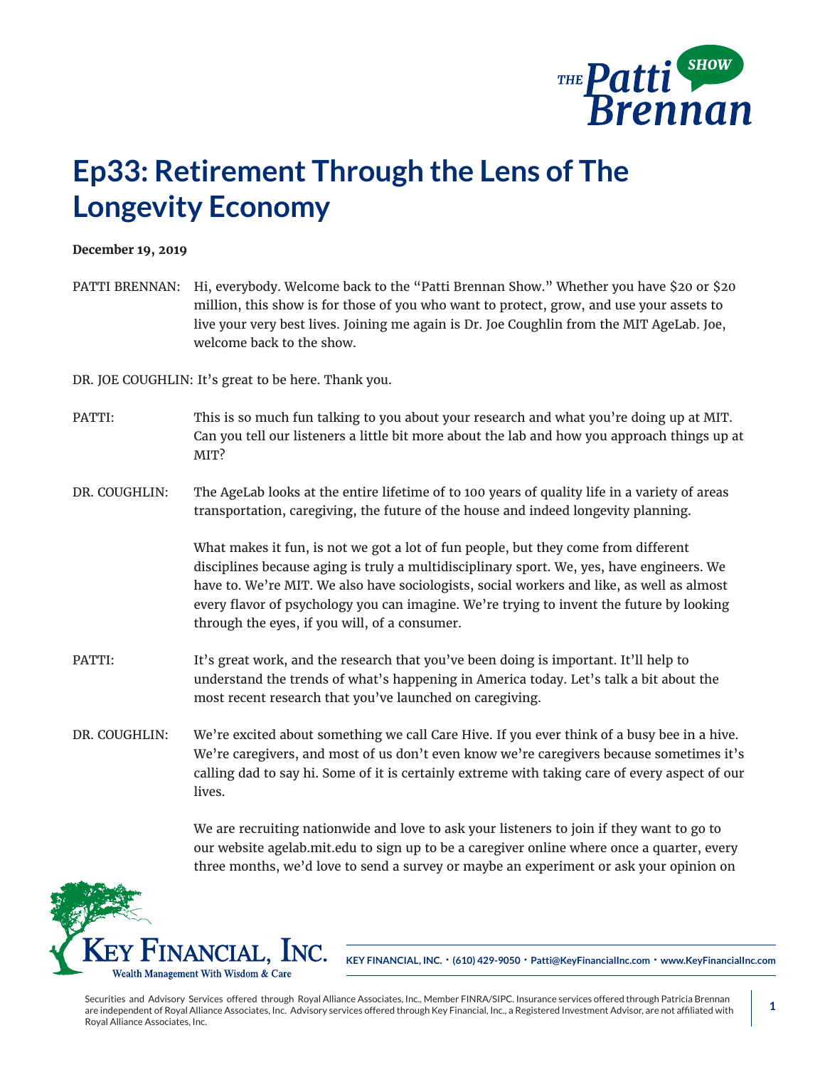# Ep33: Retirement Through the Lens of The Longevity Economy

**December 19, 2019**

PATTI BRENNAN: Hi, everybody. Welcome back to the "Patti Brennan Show." Whether you have $20 or $20 million, this show is for those of you who want to protect, grow, and use your assets to live your very best lives. Joining me again is Dr. Joe Coughlin from the MIT AgeLab. Joe, welcome back to the show.

DR. JOE COUGHLIN: It's great to be here. Thank you.

PATTI: This is so much fun talking to you about your research and what you're doing up at MIT. Can you tell our listeners a little bit more about the lab and how you approach things up at MIT?

DR. COUGHLIN: The AgeLab looks at the entire lifetime of to 100 years of quality life in a variety of areas transportation, caregiving, the future of the house and indeed longevity planning.

What makes it fun, is not we got a lot of fun people, but they come from different disciplines because aging is truly a multidisciplinary sport. We, yes, have engineers. We have to. We're MIT. We also have sociologists, social workers and like, as well as almost every flavor of psychology you can imagine. We're trying to invent the future by looking through the eyes, if you will, of a consumer.

PATTI: It's great work, and the research that you've been doing is important. It'll help to understand the trends of what's happening in America today. Let's talk a bit about the most recent research that you've launched on caregiving.

DR. COUGHLIN: We're excited about something we call Care Hive. If you ever think of a busy bee in a hive. We're caregivers, and most of us don't even know we're caregivers because sometimes it's calling dad to say hi. Some of it is certainly extreme with taking care of every aspect of our lives.

We are recruiting nationwide and love to ask your listeners to join if they want to go to our website agelab.mit.edu to sign up to be a caregiver online where once a quarter, every three months, we'd love to send a survey or maybe an experiment or ask your opinion on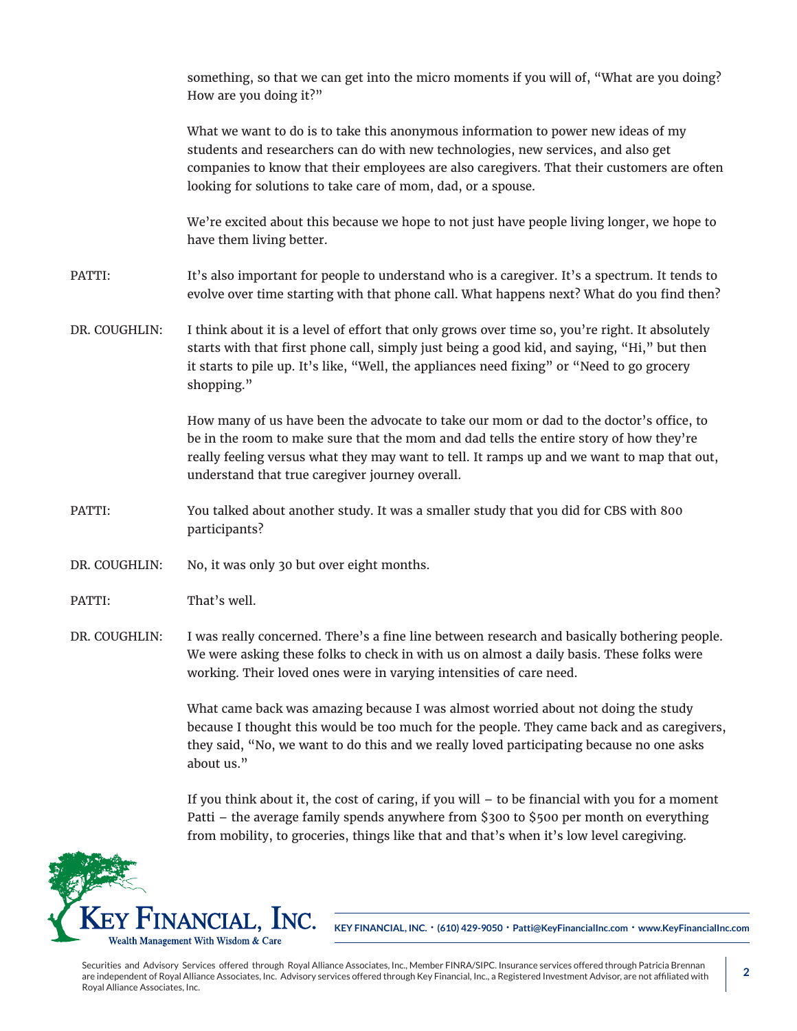something, so that we can get into the micro moments if you will of, "What are you doing? How are you doing it?"

What we want to do is to take this anonymous information to power new ideas of my students and researchers can do with new technologies, new services, and also get companies to know that their employees are also caregivers. That their customers are often looking for solutions to take care of mom, dad, or a spouse.

We're excited about this because we hope to not just have people living longer, we hope to have them living better.

PATTI: It's also important for people to understand who is a caregiver. It's a spectrum. It tends to evolve over time starting with that phone call. What happens next? What do you find then?

DR. COUGHLIN: I think about it is a level of effort that only grows over time so, you're right. It absolutely starts with that first phone call, simply just being a good kid, and saying, "Hi," but then it starts to pile up. It's like, "Well, the appliances need fixing" or "Need to go grocery shopping."

How many of us have been the advocate to take our mom or dad to the doctor's office, to be in the room to make sure that the mom and dad tells the entire story of how they're really feeling versus what they may want to tell. It ramps up and we want to map that out, understand that true caregiver journey overall.

PATTI: You talked about another study. It was a smaller study that you did for CBS with 800 participants?

DR. COUGHLIN: No, it was only 30 but over eight months.

PATTI: That's well.

DR. COUGHLIN: I was really concerned. There's a fine line between research and basically bothering people. We were asking these folks to check in with us on almost a daily basis. These folks were working. Their loved ones were in varying intensities of care need.

What came back was amazing because I was almost worried about not doing the study because I thought this would be too much for the people. They came back and as caregivers, they said, "No, we want to do this and we really loved participating because no one asks about us."

If you think about it, the cost of caring, if you will – to be financial with you for a moment Patti – the average family spends anywhere from $300 to $500 per month on everything from mobility, to groceries, things like that and that's when it's low level caregiving.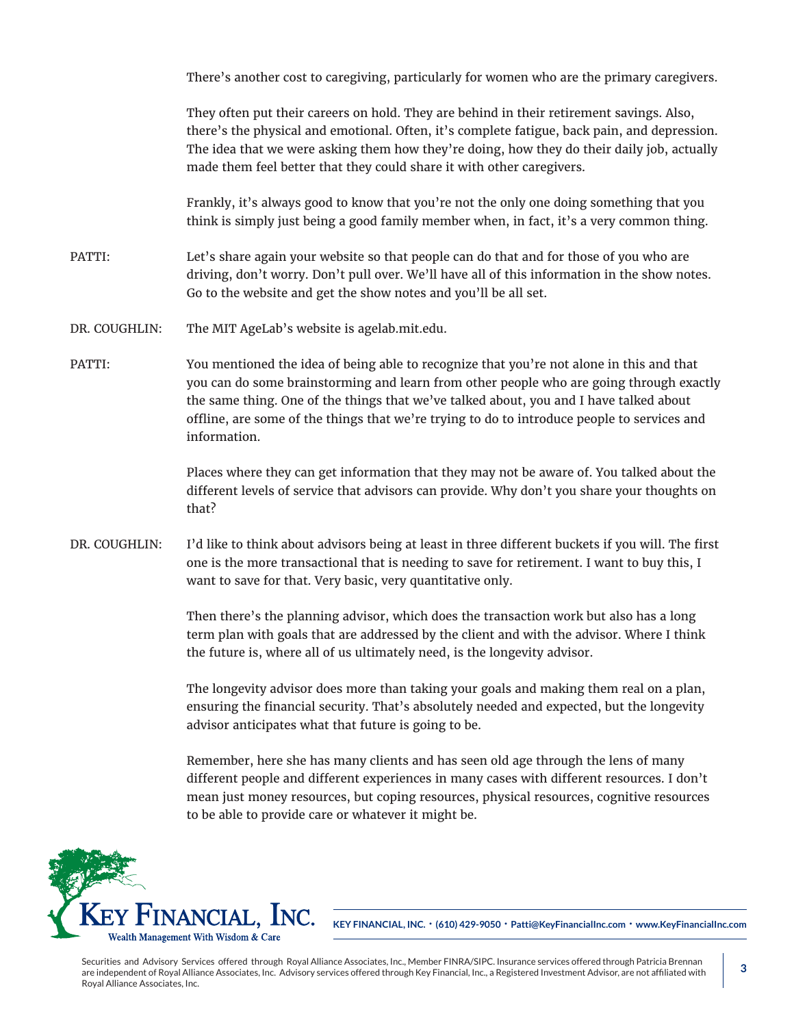There's another cost to caregiving, particularly for women who are the primary caregivers.

They often put their careers on hold. They are behind in their retirement savings. Also, there's the physical and emotional. Often, it's complete fatigue, back pain, and depression. The idea that we were asking them how they're doing, how they do their daily job, actually made them feel better that they could share it with other caregivers.

Frankly, it's always good to know that you're not the only one doing something that you think is simply just being a good family member when, in fact, it's a very common thing.

**PATTI:** Let's share again your website so that people can do that and for those of you who are driving, don't worry. Don't pull over. We'll have all of this information in the show notes. Go to the website and get the show notes and you'll be all set.

**DR. COUGHLIN:** The MIT AgeLab's website is agelab.mit.edu.

**PATTI:** You mentioned the idea of being able to recognize that you're not alone in this and that you can do some brainstorming and learn from other people who are going through exactly the same thing. One of the things that we've talked about, you and I have talked about offline, are some of the things that we're trying to do to introduce people to services and information.

Places where they can get information that they may not be aware of. You talked about the different levels of service that advisors can provide. Why don't you share your thoughts on that?

**DR. COUGHLIN:** I'd like to think about advisors being at least in three different buckets if you will. The first one is the more transactional that is needing to save for retirement. I want to buy this, I want to save for that. Very basic, very quantitative only.

Then there's the planning advisor, which does the transaction work but also has a long term plan with goals that are addressed by the client and with the advisor. Where I think the future is, where all of us ultimately need, is the longevity advisor.

The longevity advisor does more than taking your goals and making them real on a plan, ensuring the financial security. That's absolutely needed and expected, but the longevity advisor anticipates what that future is going to be.

Remember, here she has many clients and has seen old age through the lens of many different people and different experiences in many cases with different resources. I don't mean just money resources, but coping resources, physical resources, cognitive resources to be able to provide care or whatever it might be.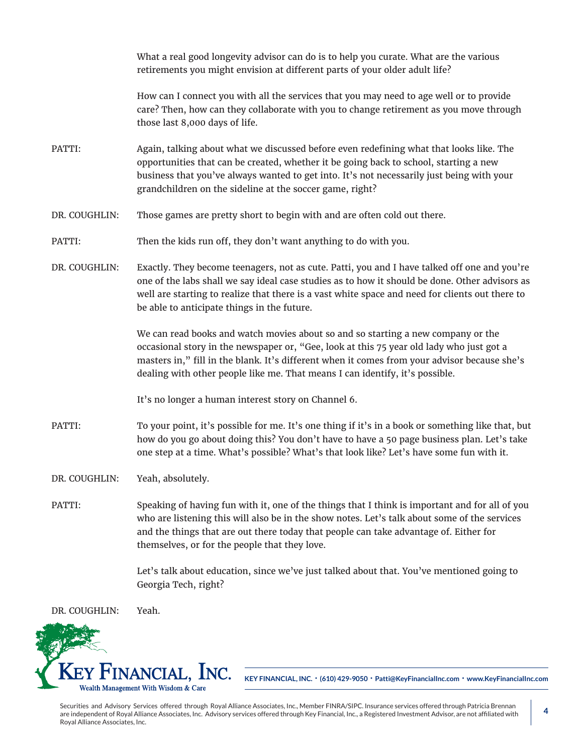What a real good longevity advisor can do is to help you curate. What are the various retirements you might envision at different parts of your older adult life?

How can I connect you with all the services that you may need to age well or to provide care? Then, how can they collaborate with you to change retirement as you move through those last 8,000 days of life.

PATTI: Again, talking about what we discussed before even redefining what that looks like. The opportunities that can be created, whether it be going back to school, starting a new business that you've always wanted to get into. It's not necessarily just being with your grandchildren on the sideline at the soccer game, right?

DR. COUGHLIN: Those games are pretty short to begin with and are often cold out there.

PATTI: Then the kids run off, they don't want anything to do with you.

DR. COUGHLIN: Exactly. They become teenagers, not as cute. Patti, you and I have talked off one and you're one of the labs shall we say ideal case studies as to how it should be done. Other advisors as well are starting to realize that there is a vast white space and need for clients out there to be able to anticipate things in the future.

We can read books and watch movies about so and so starting a new company or the occasional story in the newspaper or, "Gee, look at this 75 year old lady who just got a masters in," fill in the blank. It's different when it comes from your advisor because she's dealing with other people like me. That means I can identify, it's possible.

It's no longer a human interest story on Channel 6.

PATTI: To your point, it's possible for me. It's one thing if it's in a book or something like that, but how do you go about doing this? You don't have to have a 50 page business plan. Let's take one step at a time. What's possible? What's that look like? Let's have some fun with it.

DR. COUGHLIN: Yeah, absolutely.

PATTI: Speaking of having fun with it, one of the things that I think is important and for all of you who are listening this will also be in the show notes. Let's talk about some of the services and the things that are out there today that people can take advantage of. Either for themselves, or for the people that they love.

Let's talk about education, since we've just talked about that. You've mentioned going to Georgia Tech, right?

DR. COUGHLIN: Yeah.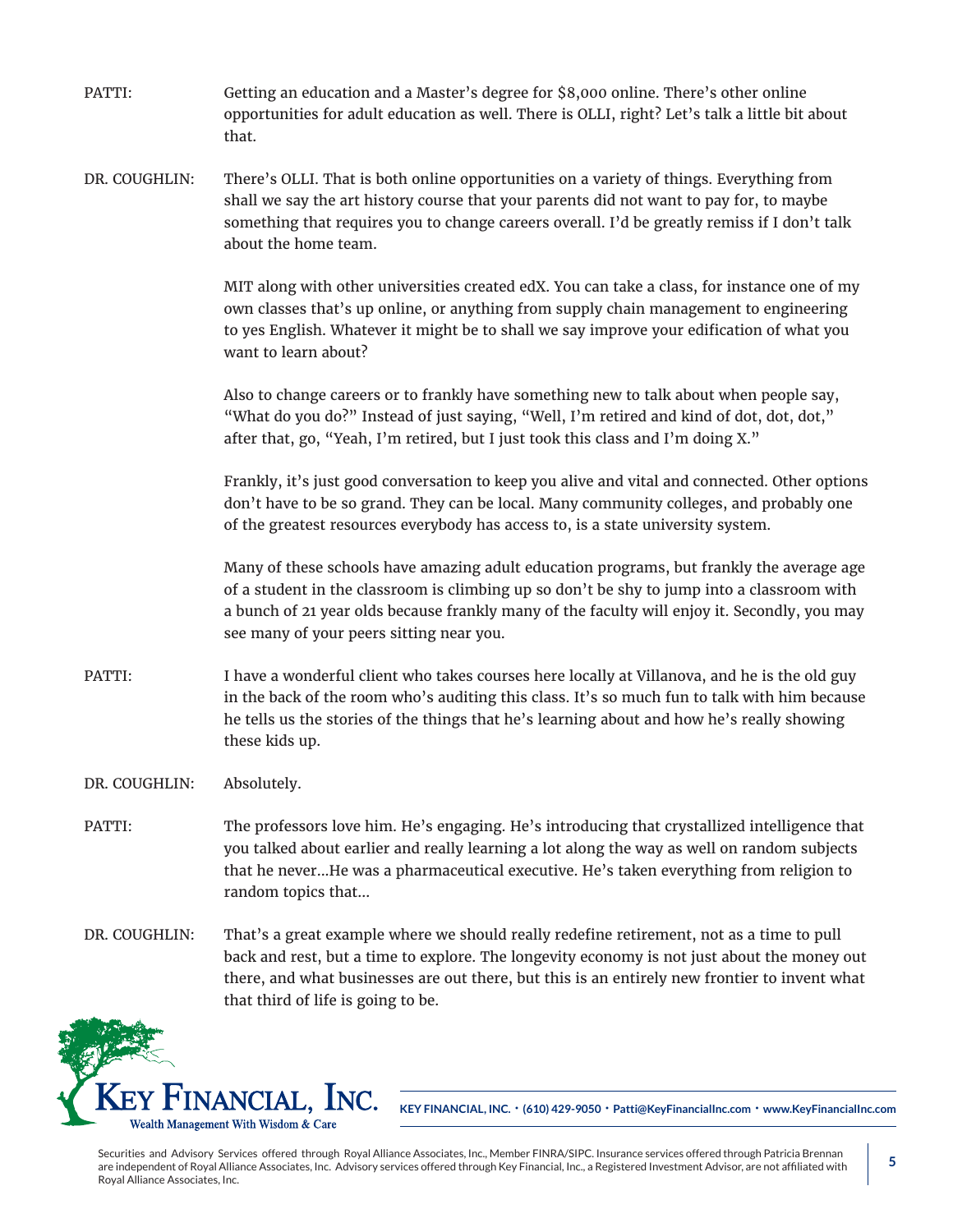PATTI: Getting an education and a Master's degree for $8,000 online. There's other online opportunities for adult education as well. There is OLLI, right? Let's talk a little bit about that.

DR. COUGHLIN: There's OLLI. That is both online opportunities on a variety of things. Everything from shall we say the art history course that your parents did not want to pay for, to maybe something that requires you to change careers overall. I'd be greatly remiss if I don't talk about the home team.

MIT along with other universities created edX. You can take a class, for instance one of my own classes that's up online, or anything from supply chain management to engineering to yes English. Whatever it might be to shall we say improve your edification of what you want to learn about?

Also to change careers or to frankly have something new to talk about when people say, "What do you do?" Instead of just saying, "Well, I'm retired and kind of dot, dot, dot," after that, go, "Yeah, I'm retired, but I just took this class and I'm doing X."

Frankly, it's just good conversation to keep you alive and vital and connected. Other options don't have to be so grand. They can be local. Many community colleges, and probably one of the greatest resources everybody has access to, is a state university system.

Many of these schools have amazing adult education programs, but frankly the average age of a student in the classroom is climbing up so don't be shy to jump into a classroom with a bunch of 21 year olds because frankly many of the faculty will enjoy it. Secondly, you may see many of your peers sitting near you.

PATTI: I have a wonderful client who takes courses here locally at Villanova, and he is the old guy in the back of the room who's auditing this class. It's so much fun to talk with him because he tells us the stories of the things that he's learning about and how he's really showing these kids up.

DR. COUGHLIN: Absolutely.

PATTI: The professors love him. He's engaging. He's introducing that crystallized intelligence that you talked about earlier and really learning a lot along the way as well on random subjects that he never…He was a pharmaceutical executive. He's taken everything from religion to random topics that…

DR. COUGHLIN: That's a great example where we should really redefine retirement, not as a time to pull back and rest, but a time to explore. The longevity economy is not just about the money out there, and what businesses are out there, but this is an entirely new frontier to invent what that third of life is going to be.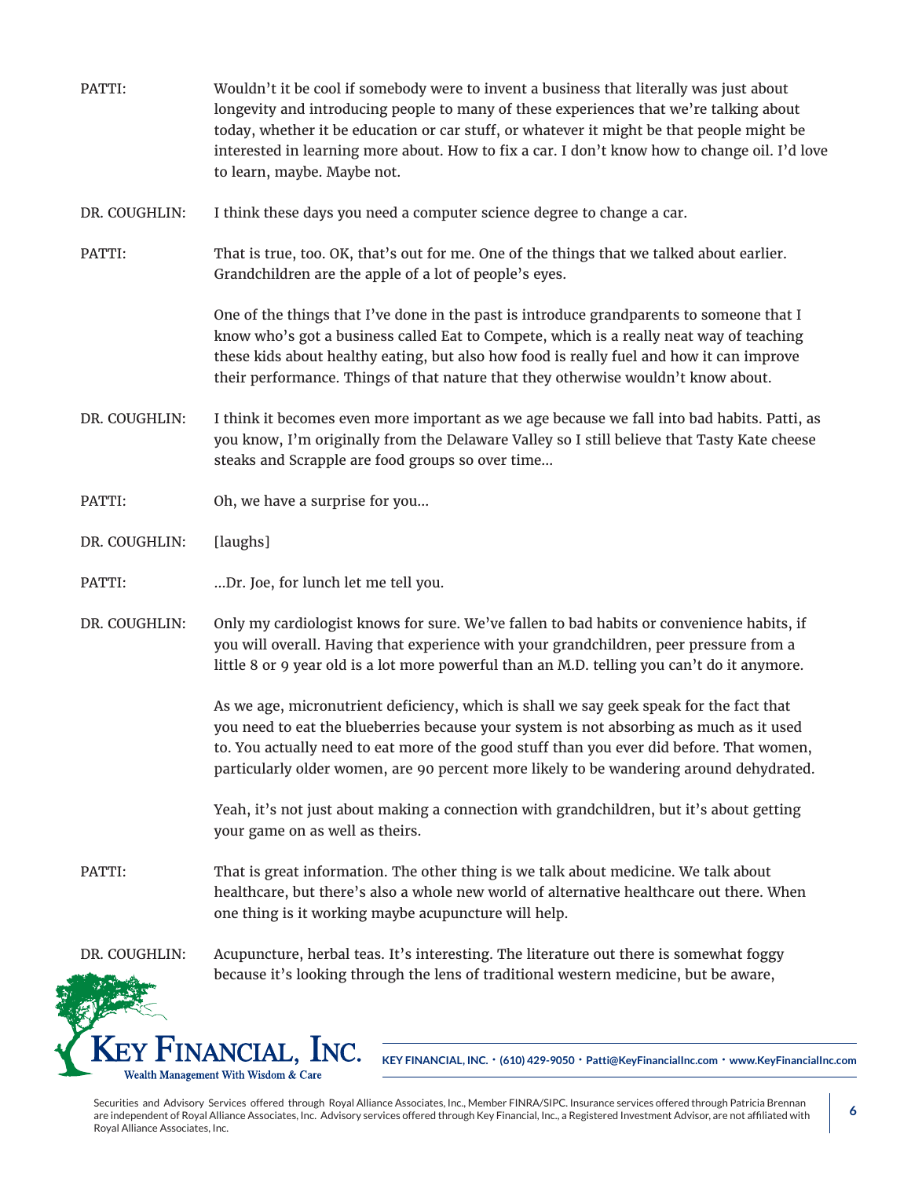PATTI: Wouldn't it be cool if somebody were to invent a business that literally was just about longevity and introducing people to many of these experiences that we're talking about today, whether it be education or car stuff, or whatever it might be that people might be interested in learning more about. How to fix a car. I don't know how to change oil. I'd love to learn, maybe. Maybe not.

DR. COUGHLIN: I think these days you need a computer science degree to change a car.

PATTI: That is true, too. OK, that's out for me. One of the things that we talked about earlier. Grandchildren are the apple of a lot of people's eyes.

One of the things that I've done in the past is introduce grandparents to someone that I know who's got a business called Eat to Compete, which is a really neat way of teaching these kids about healthy eating, but also how food is really fuel and how it can improve their performance. Things of that nature that they otherwise wouldn't know about.

DR. COUGHLIN: I think it becomes even more important as we age because we fall into bad habits. Patti, as you know, I'm originally from the Delaware Valley so I still believe that Tasty Kate cheese steaks and Scrapple are food groups so over time…

PATTI: Oh, we have a surprise for you…

DR. COUGHLIN: [laughs]

PATTI: …Dr. Joe, for lunch let me tell you.

DR. COUGHLIN: Only my cardiologist knows for sure. We've fallen to bad habits or convenience habits, if you will overall. Having that experience with your grandchildren, peer pressure from a little 8 or 9 year old is a lot more powerful than an M.D. telling you can't do it anymore.

As we age, micronutrient deficiency, which is shall we say geek speak for the fact that you need to eat the blueberries because your system is not absorbing as much as it used to. You actually need to eat more of the good stuff than you ever did before. That women, particularly older women, are 90 percent more likely to be wandering around dehydrated.

Yeah, it's not just about making a connection with grandchildren, but it's about getting your game on as well as theirs.

PATTI: That is great information. The other thing is we talk about medicine. We talk about healthcare, but there's also a whole new world of alternative healthcare out there. When one thing is it working maybe acupuncture will help.

DR. COUGHLIN: Acupuncture, herbal teas. It's interesting. The literature out there is somewhat foggy because it's looking through the lens of traditional western medicine, but be aware,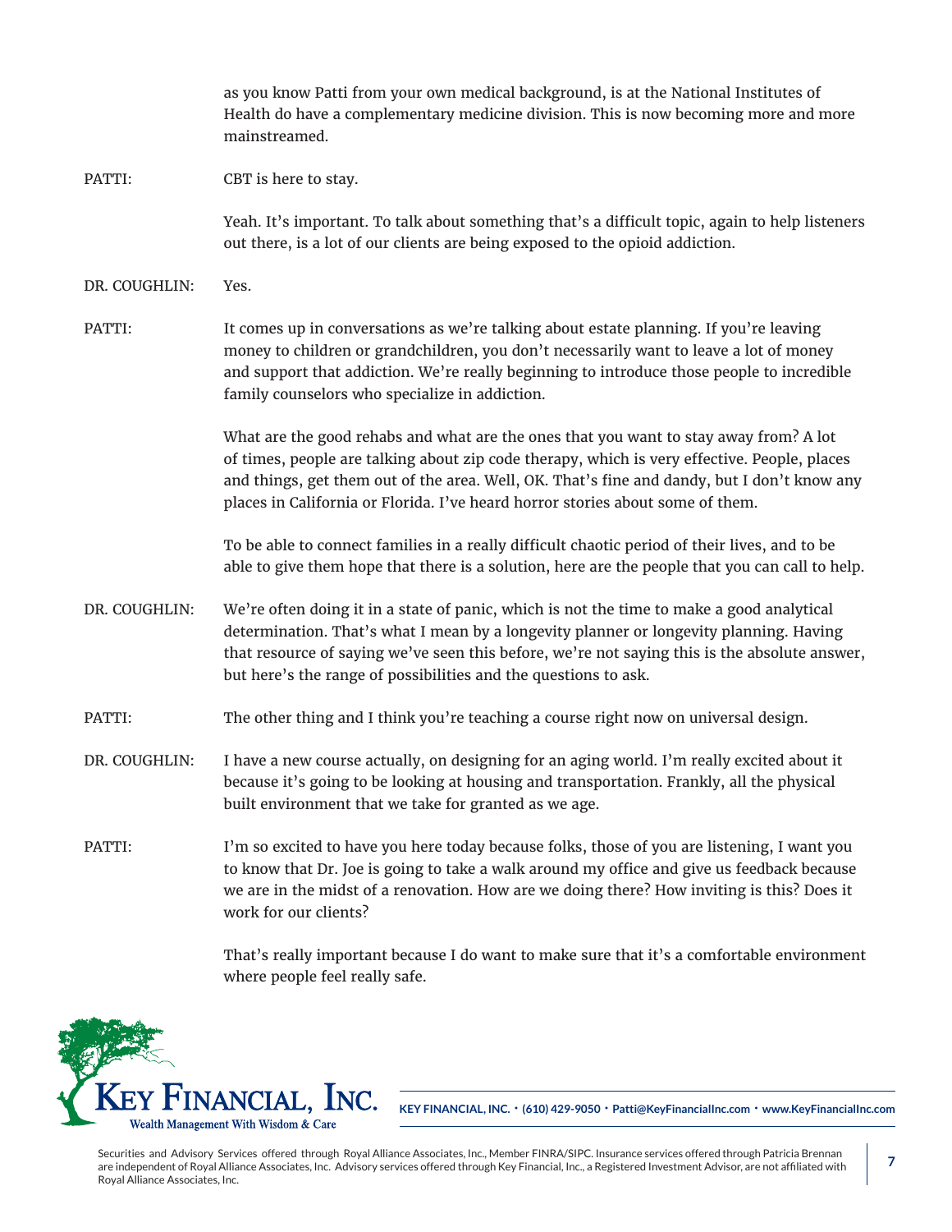as you know Patti from your own medical background, is at the National Institutes of Health do have a complementary medicine division. This is now becoming more and more mainstreamed.

PATTI: CBT is here to stay.

Yeah. It's important. To talk about something that's a difficult topic, again to help listeners out there, is a lot of our clients are being exposed to the opioid addiction.

DR. COUGHLIN: Yes.

PATTI: It comes up in conversations as we're talking about estate planning. If you're leaving money to children or grandchildren, you don't necessarily want to leave a lot of money and support that addiction. We're really beginning to introduce those people to incredible family counselors who specialize in addiction.

What are the good rehabs and what are the ones that you want to stay away from? A lot of times, people are talking about zip code therapy, which is very effective. People, places and things, get them out of the area. Well, OK. That's fine and dandy, but I don't know any places in California or Florida. I've heard horror stories about some of them.

To be able to connect families in a really difficult chaotic period of their lives, and to be able to give them hope that there is a solution, here are the people that you can call to help.

DR. COUGHLIN: We're often doing it in a state of panic, which is not the time to make a good analytical determination. That's what I mean by a longevity planner or longevity planning. Having that resource of saying we've seen this before, we're not saying this is the absolute answer, but here's the range of possibilities and the questions to ask.

PATTI: The other thing and I think you're teaching a course right now on universal design.

DR. COUGHLIN: I have a new course actually, on designing for an aging world. I'm really excited about it because it's going to be looking at housing and transportation. Frankly, all the physical built environment that we take for granted as we age.

PATTI: I'm so excited to have you here today because folks, those of you are listening, I want you to know that Dr. Joe is going to take a walk around my office and give us feedback because we are in the midst of a renovation. How are we doing there? How inviting is this? Does it work for our clients?

That's really important because I do want to make sure that it's a comfortable environment where people feel really safe.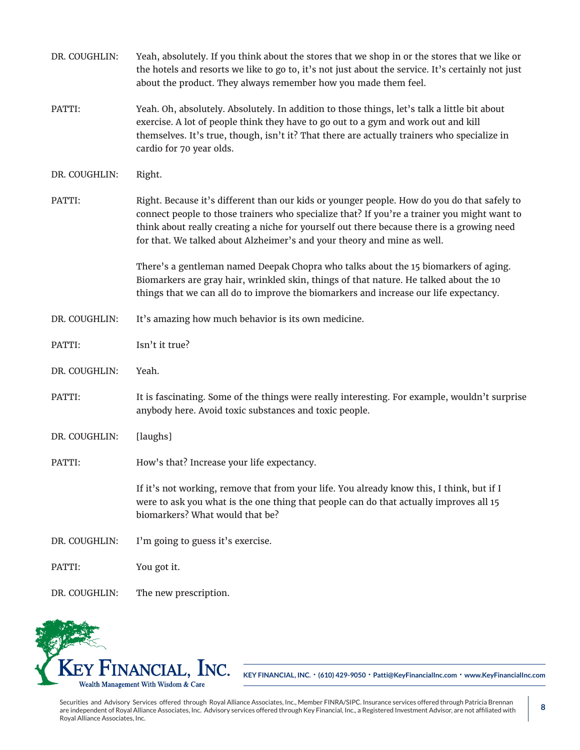DR. COUGHLIN: Yeah, absolutely. If you think about the stores that we shop in or the stores that we like or the hotels and resorts we like to go to, it's not just about the service. It's certainly not just about the product. They always remember how you made them feel.

PATTI: Yeah. Oh, absolutely. Absolutely. In addition to those things, let's talk a little bit about exercise. A lot of people think they have to go out to a gym and work out and kill themselves. It's true, though, isn't it? That there are actually trainers who specialize in cardio for 70 year olds.

DR. COUGHLIN: Right.

PATTI: Right. Because it's different than our kids or younger people. How do you do that safely to connect people to those trainers who specialize that? If you're a trainer you might want to think about really creating a niche for yourself out there because there is a growing need for that. We talked about Alzheimer's and your theory and mine as well.

There's a gentleman named Deepak Chopra who talks about the 15 biomarkers of aging. Biomarkers are gray hair, wrinkled skin, things of that nature. He talked about the 10 things that we can all do to improve the biomarkers and increase our life expectancy.

DR. COUGHLIN: It's amazing how much behavior is its own medicine.

PATTI: Isn't it true?

DR. COUGHLIN: Yeah.

PATTI: It is fascinating. Some of the things were really interesting. For example, wouldn't surprise anybody here. Avoid toxic substances and toxic people.

DR. COUGHLIN: [laughs]

PATTI: How's that? Increase your life expectancy.

If it's not working, remove that from your life. You already know this, I think, but if I were to ask you what is the one thing that people can do that actually improves all 15 biomarkers? What would that be?

DR. COUGHLIN: I'm going to guess it's exercise.

PATTI: You got it.

DR. COUGHLIN: The new prescription.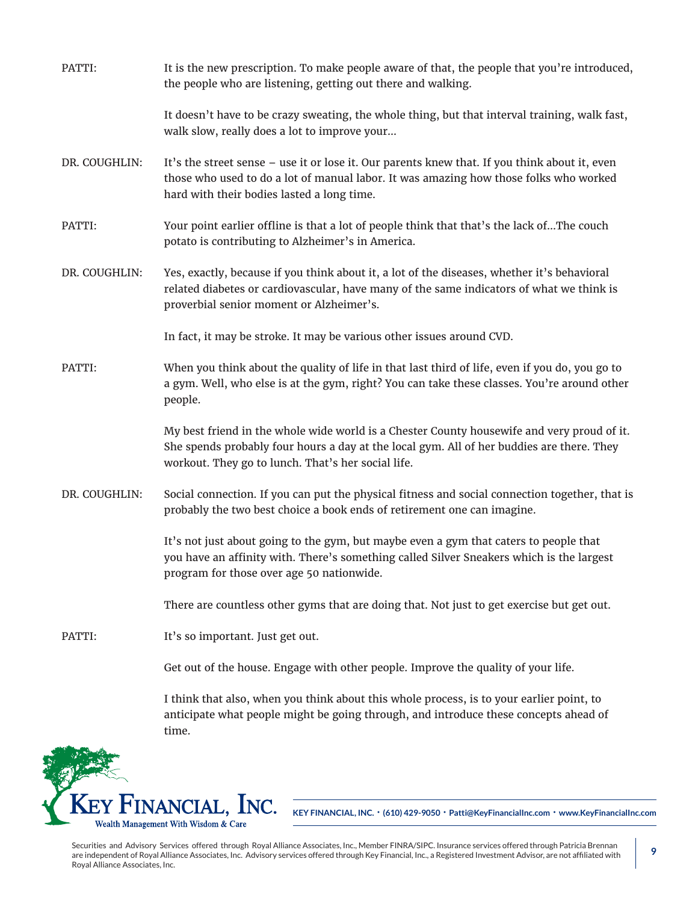PATTI: It is the new prescription. To make people aware of that, the people that you're introduced, the people who are listening, getting out there and walking.

It doesn't have to be crazy sweating, the whole thing, but that interval training, walk fast, walk slow, really does a lot to improve your…

DR. COUGHLIN: It's the street sense – use it or lose it. Our parents knew that. If you think about it, even those who used to do a lot of manual labor. It was amazing how those folks who worked hard with their bodies lasted a long time.

PATTI: Your point earlier offline is that a lot of people think that that's the lack of…The couch potato is contributing to Alzheimer's in America.

DR. COUGHLIN: Yes, exactly, because if you think about it, a lot of the diseases, whether it's behavioral related diabetes or cardiovascular, have many of the same indicators of what we think is proverbial senior moment or Alzheimer's.

In fact, it may be stroke. It may be various other issues around CVD.

PATTI: When you think about the quality of life in that last third of life, even if you do, you go to a gym. Well, who else is at the gym, right? You can take these classes. You're around other people.

My best friend in the whole wide world is a Chester County housewife and very proud of it. She spends probably four hours a day at the local gym. All of her buddies are there. They workout. They go to lunch. That's her social life.

DR. COUGHLIN: Social connection. If you can put the physical fitness and social connection together, that is probably the two best choice a book ends of retirement one can imagine.

It's not just about going to the gym, but maybe even a gym that caters to people that you have an affinity with. There's something called Silver Sneakers which is the largest program for those over age 50 nationwide.

There are countless other gyms that are doing that. Not just to get exercise but get out.

PATTI: It's so important. Just get out.

Get out of the house. Engage with other people. Improve the quality of your life.

I think that also, when you think about this whole process, is to your earlier point, to anticipate what people might be going through, and introduce these concepts ahead of time.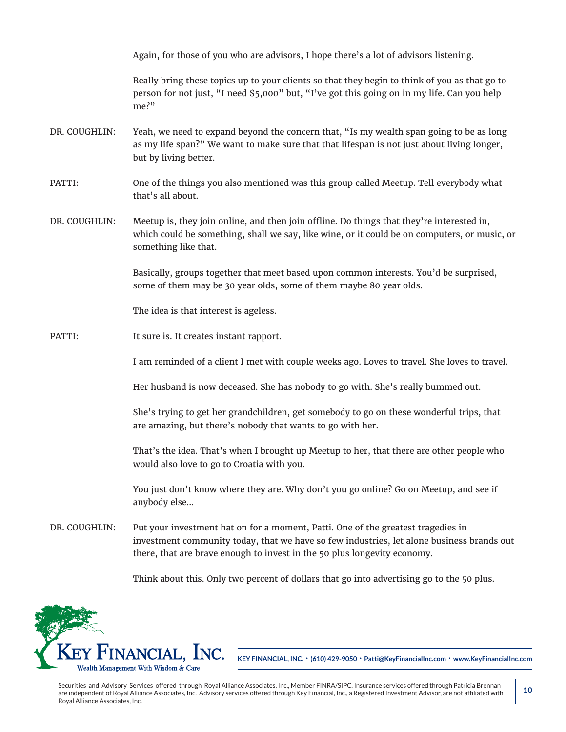Again, for those of you who are advisors, I hope there's a lot of advisors listening.

Really bring these topics up to your clients so that they begin to think of you as that go to person for not just, "I need $5,000" but, "I've got this going on in my life. Can you help me?"

DR. COUGHLIN: Yeah, we need to expand beyond the concern that, "Is my wealth span going to be as long as my life span?" We want to make sure that that lifespan is not just about living longer, but by living better.

PATTI: One of the things you also mentioned was this group called Meetup. Tell everybody what that's all about.

DR. COUGHLIN: Meetup is, they join online, and then join offline. Do things that they're interested in, which could be something, shall we say, like wine, or it could be on computers, or music, or something like that.

Basically, groups together that meet based upon common interests. You'd be surprised, some of them may be 30 year olds, some of them maybe 80 year olds.

The idea is that interest is ageless.

PATTI: It sure is. It creates instant rapport.

I am reminded of a client I met with couple weeks ago. Loves to travel. She loves to travel.

Her husband is now deceased. She has nobody to go with. She's really bummed out.

She's trying to get her grandchildren, get somebody to go on these wonderful trips, that are amazing, but there's nobody that wants to go with her.

That's the idea. That's when I brought up Meetup to her, that there are other people who would also love to go to Croatia with you.

You just don't know where they are. Why don't you go online? Go on Meetup, and see if anybody else...

DR. COUGHLIN: Put your investment hat on for a moment, Patti. One of the greatest tragedies in investment community today, that we have so few industries, let alone business brands out there, that are brave enough to invest in the 50 plus longevity economy.

Think about this. Only two percent of dollars that go into advertising go to the 50 plus.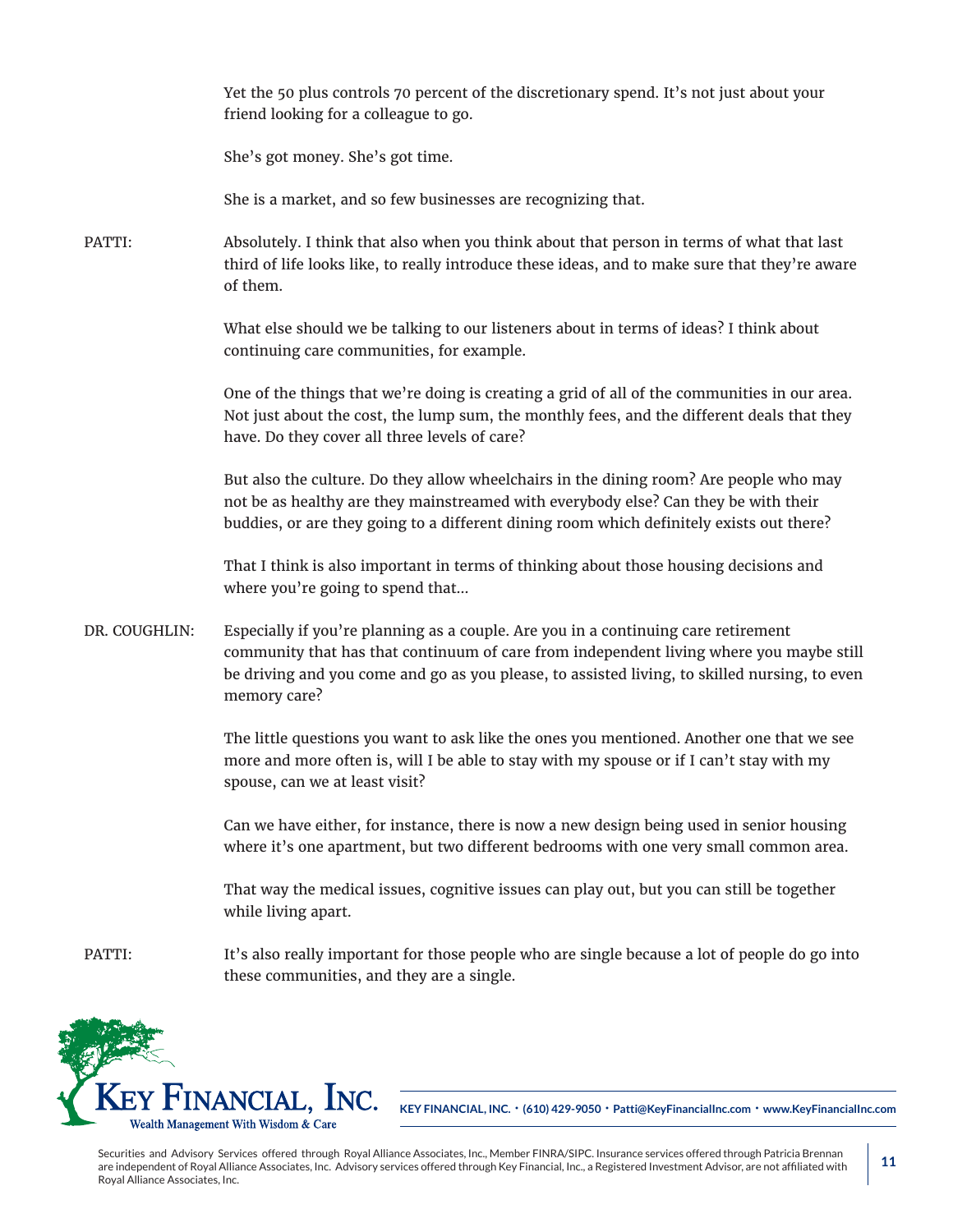Yet the 50 plus controls 70 percent of the discretionary spend. It's not just about your friend looking for a colleague to go.

She's got money. She's got time.

She is a market, and so few businesses are recognizing that.

PATTI: Absolutely. I think that also when you think about that person in terms of what that last third of life looks like, to really introduce these ideas, and to make sure that they're aware of them.

What else should we be talking to our listeners about in terms of ideas? I think about continuing care communities, for example.

One of the things that we're doing is creating a grid of all of the communities in our area. Not just about the cost, the lump sum, the monthly fees, and the different deals that they have. Do they cover all three levels of care?

But also the culture. Do they allow wheelchairs in the dining room? Are people who may not be as healthy are they mainstreamed with everybody else? Can they be with their buddies, or are they going to a different dining room which definitely exists out there?

That I think is also important in terms of thinking about those housing decisions and where you're going to spend that…

DR. COUGHLIN: Especially if you're planning as a couple. Are you in a continuing care retirement community that has that continuum of care from independent living where you maybe still be driving and you come and go as you please, to assisted living, to skilled nursing, to even memory care?

The little questions you want to ask like the ones you mentioned. Another one that we see more and more often is, will I be able to stay with my spouse or if I can't stay with my spouse, can we at least visit?

Can we have either, for instance, there is now a new design being used in senior housing where it's one apartment, but two different bedrooms with one very small common area.

That way the medical issues, cognitive issues can play out, but you can still be together while living apart.

PATTI: It's also really important for those people who are single because a lot of people do go into these communities, and they are a single.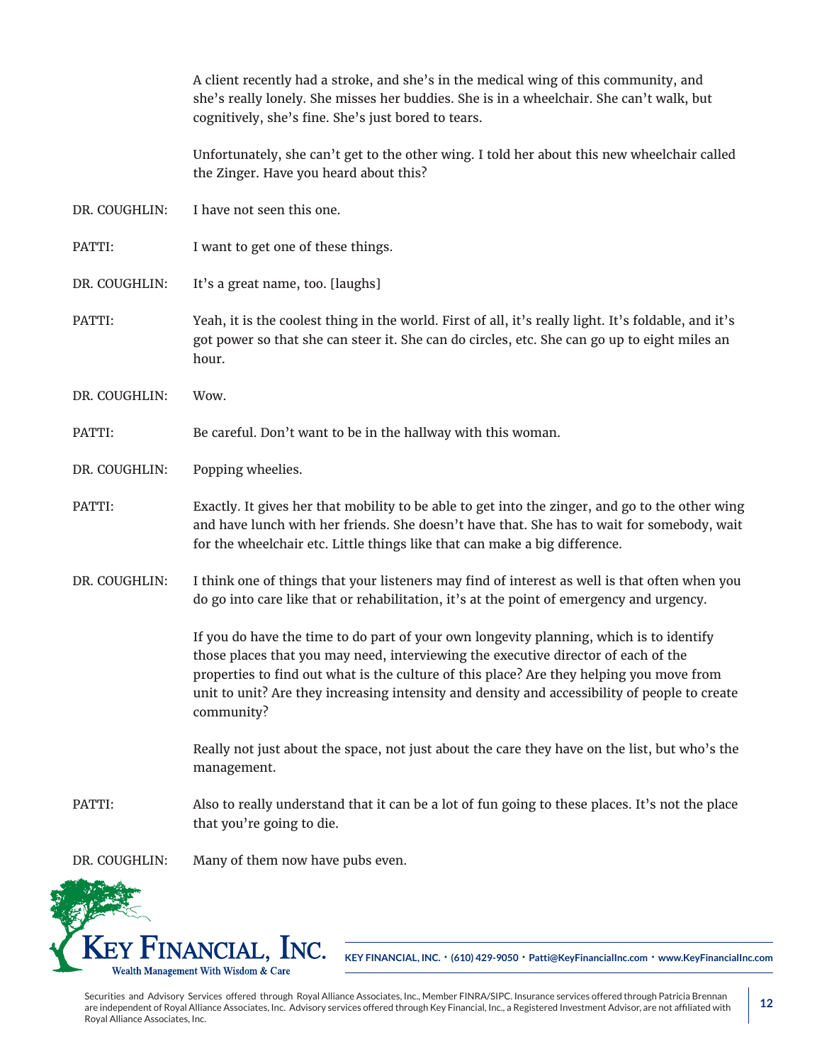A client recently had a stroke, and she's in the medical wing of this community, and she's really lonely. She misses her buddies. She is in a wheelchair. She can't walk, but cognitively, she's fine. She's just bored to tears.

Unfortunately, she can't get to the other wing. I told her about this new wheelchair called the Zinger. Have you heard about this?

DR. COUGHLIN: I have not seen this one.

PATTI: I want to get one of these things.

DR. COUGHLIN: It's a great name, too. [laughs]

PATTI: Yeah, it is the coolest thing in the world. First of all, it's really light. It's foldable, and it's got power so that she can steer it. She can do circles, etc. She can go up to eight miles an hour.

DR. COUGHLIN: Wow.

PATTI: Be careful. Don't want to be in the hallway with this woman.

DR. COUGHLIN: Popping wheelies.

PATTI: Exactly. It gives her that mobility to be able to get into the zinger, and go to the other wing and have lunch with her friends. She doesn't have that. She has to wait for somebody, wait for the wheelchair etc. Little things like that can make a big difference.

DR. COUGHLIN: I think one of things that your listeners may find of interest as well is that often when you do go into care like that or rehabilitation, it's at the point of emergency and urgency.

If you do have the time to do part of your own longevity planning, which is to identify those places that you may need, interviewing the executive director of each of the properties to find out what is the culture of this place? Are they helping you move from unit to unit? Are they increasing intensity and density and accessibility of people to create community?

Really not just about the space, not just about the care they have on the list, but who's the management.

PATTI: Also to really understand that it can be a lot of fun going to these places. It's not the place that you're going to die.

DR. COUGHLIN: Many of them now have pubs even.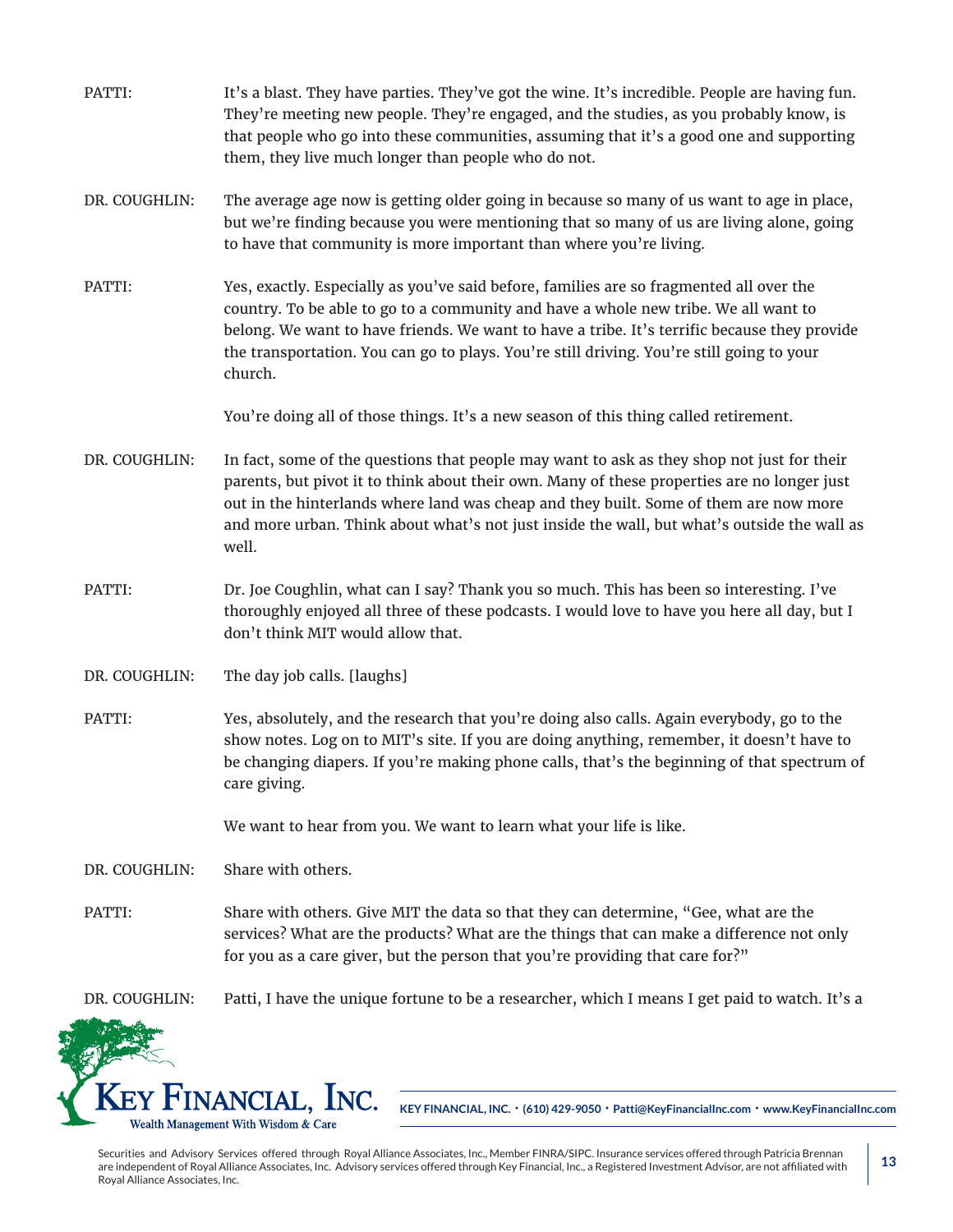PATTI: It's a blast. They have parties. They've got the wine. It's incredible. People are having fun. They're meeting new people. They're engaged, and the studies, as you probably know, is that people who go into these communities, assuming that it's a good one and supporting them, they live much longer than people who do not.

DR. COUGHLIN: The average age now is getting older going in because so many of us want to age in place, but we're finding because you were mentioning that so many of us are living alone, going to have that community is more important than where you're living.

PATTI: Yes, exactly. Especially as you've said before, families are so fragmented all over the country. To be able to go to a community and have a whole new tribe. We all want to belong. We want to have friends. We want to have a tribe. It's terrific because they provide the transportation. You can go to plays. You're still driving. You're still going to your church.

You're doing all of those things. It's a new season of this thing called retirement.

DR. COUGHLIN: In fact, some of the questions that people may want to ask as they shop not just for their parents, but pivot it to think about their own. Many of these properties are no longer just out in the hinterlands where land was cheap and they built. Some of them are now more and more urban. Think about what's not just inside the wall, but what's outside the wall as well.

PATTI: Dr. Joe Coughlin, what can I say? Thank you so much. This has been so interesting. I've thoroughly enjoyed all three of these podcasts. I would love to have you here all day, but I don't think MIT would allow that.

DR. COUGHLIN: The day job calls. [laughs]

PATTI: Yes, absolutely, and the research that you're doing also calls. Again everybody, go to the show notes. Log on to MIT's site. If you are doing anything, remember, it doesn't have to be changing diapers. If you're making phone calls, that's the beginning of that spectrum of care giving.

We want to hear from you. We want to learn what your life is like.

DR. COUGHLIN: Share with others.

PATTI: Share with others. Give MIT the data so that they can determine, "Gee, what are the services? What are the products? What are the things that can make a difference not only for you as a care giver, but the person that you're providing that care for?"

DR. COUGHLIN: Patti, I have the unique fortune to be a researcher, which I means I get paid to watch. It's a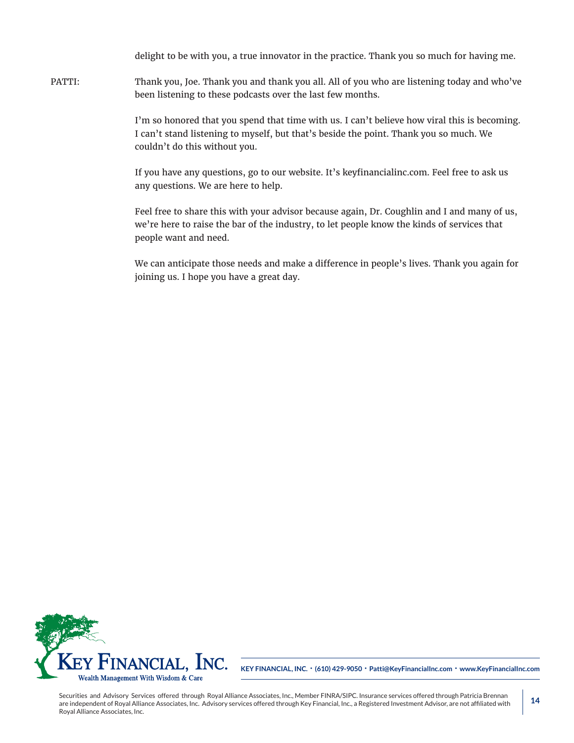delight to be with you, a true innovator in the practice. Thank you so much for having me.

PATTI: Thank you, Joe. Thank you and thank you all. All of you who are listening today and who've been listening to these podcasts over the last few months.

I'm so honored that you spend that time with us. I can't believe how viral this is becoming. I can't stand listening to myself, but that's beside the point. Thank you so much. We couldn't do this without you.

If you have any questions, go to our website. It's keyfinancialinc.com. Feel free to ask us any questions. We are here to help.

Feel free to share this with your advisor because again, Dr. Coughlin and I and many of us, we're here to raise the bar of the industry, to let people know the kinds of services that people want and need.

We can anticipate those needs and make a difference in people's lives. Thank you again for joining us. I hope you have a great day.